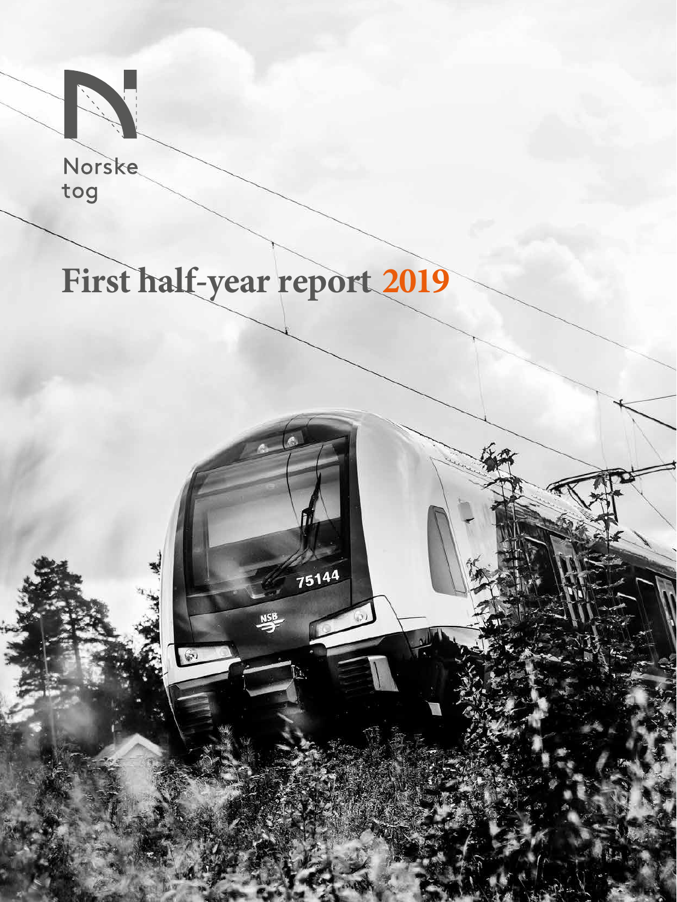Norske tog

# First half-year report 2019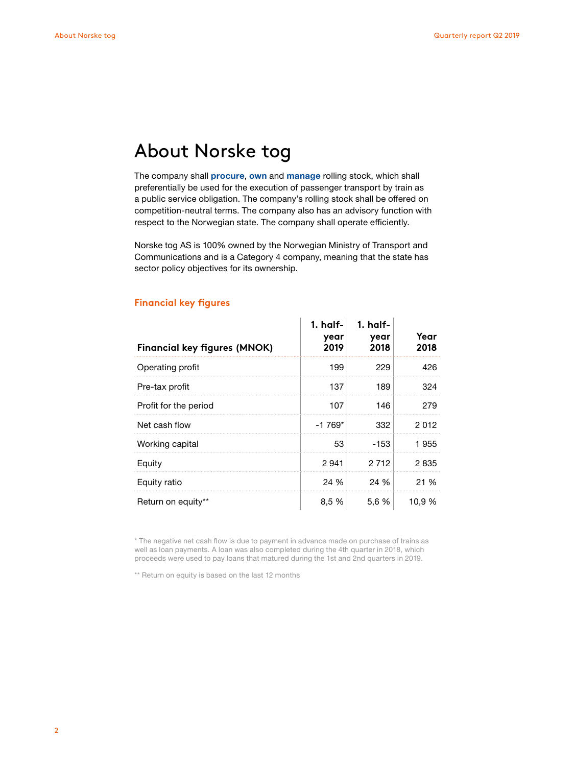# About Norske tog

The company shall **procure**, **own** and **manage** rolling stock, which shall preferentially be used for the execution of passenger transport by train as a public service obligation. The company's rolling stock shall be offered on competition-neutral terms. The company also has an advisory function with respect to the Norwegian state. The company shall operate efficiently.

Norske tog AS is 100% owned by the Norwegian Ministry of Transport and Communications and is a Category 4 company, meaning that the state has sector policy objectives for its ownership.

## Financial key figures

| Financial key figures (MNOK) | 1. half-year 2019 | 1. half-year 2018 | Year 2018 |
|---|---|---|---|
| Operating profit | 199 | 229 | 426 |
| Pre-tax profit | 137 | 189 | 324 |
| Profit for the period | 107 | 146 | 279 |
| Net cash flow | -1 769* | 332 | 2 012 |
| Working capital | 53 | -153 | 1 955 |
| Equity | 2 941 | 2 712 | 2 835 |
| Equity ratio | 24 % | 24 % | 21 % |
| Return on equity** | 8,5 % | 5,6 % | 10,9 % |

\* The negative net cash flow is due to payment in advance made on purchase of trains as well as loan payments. A loan was also completed during the 4th quarter in 2018, which proceeds were used to pay loans that matured during the 1st and 2nd quarters in 2019.

** Return on equity is based on the last 12 months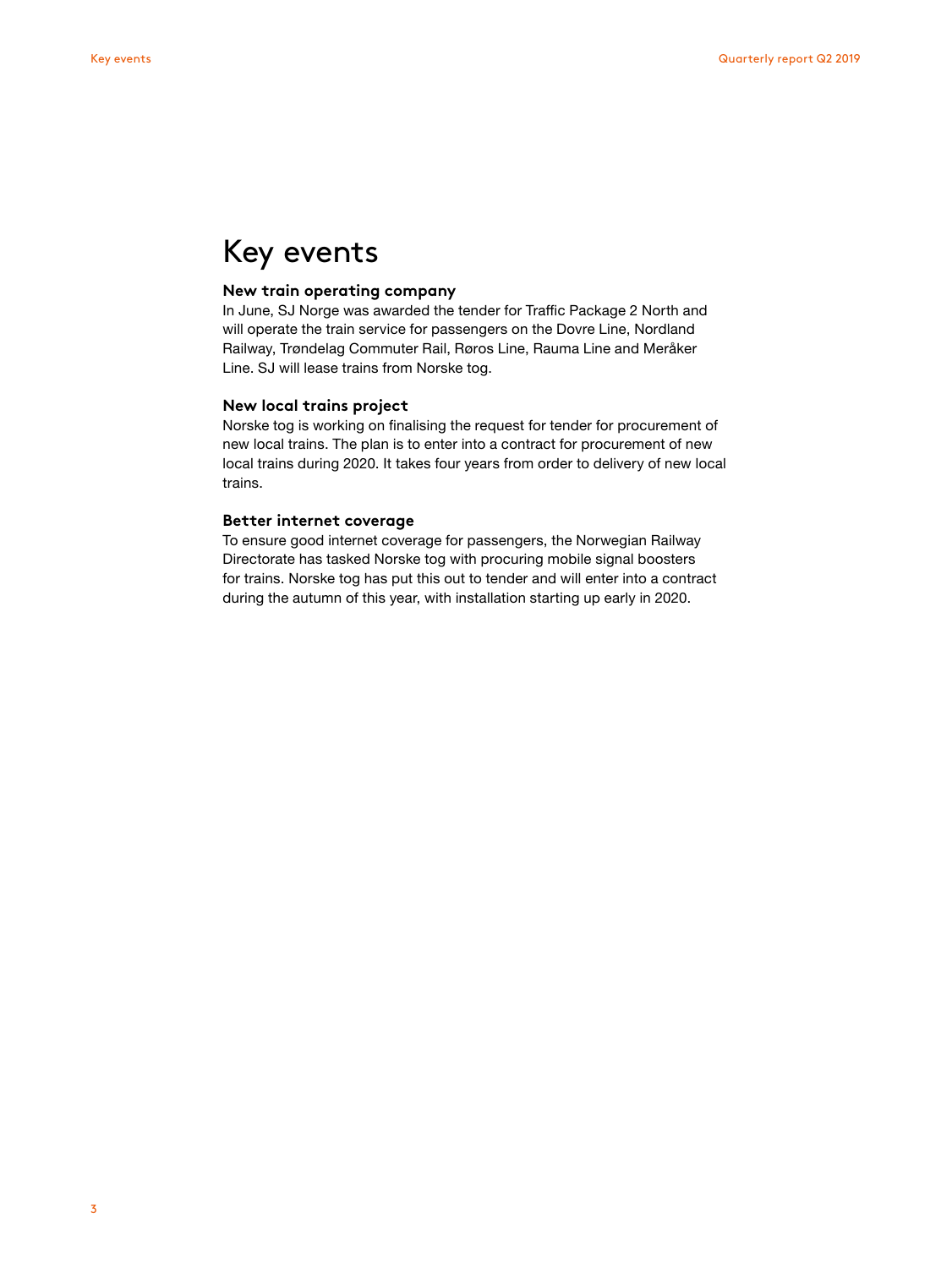# Key events

### New train operating company

In June, SJ Norge was awarded the tender for Traffic Package 2 North and will operate the train service for passengers on the Dovre Line, Nordland Railway, Trøndelag Commuter Rail, Røros Line, Rauma Line and Meråker Line. SJ will lease trains from Norske tog.

### New local trains project

Norske tog is working on finalising the request for tender for procurement of new local trains. The plan is to enter into a contract for procurement of new local trains during 2020. It takes four years from order to delivery of new local trains.

### Better internet coverage

To ensure good internet coverage for passengers, the Norwegian Railway Directorate has tasked Norske tog with procuring mobile signal boosters for trains. Norske tog has put this out to tender and will enter into a contract during the autumn of this year, with installation starting up early in 2020.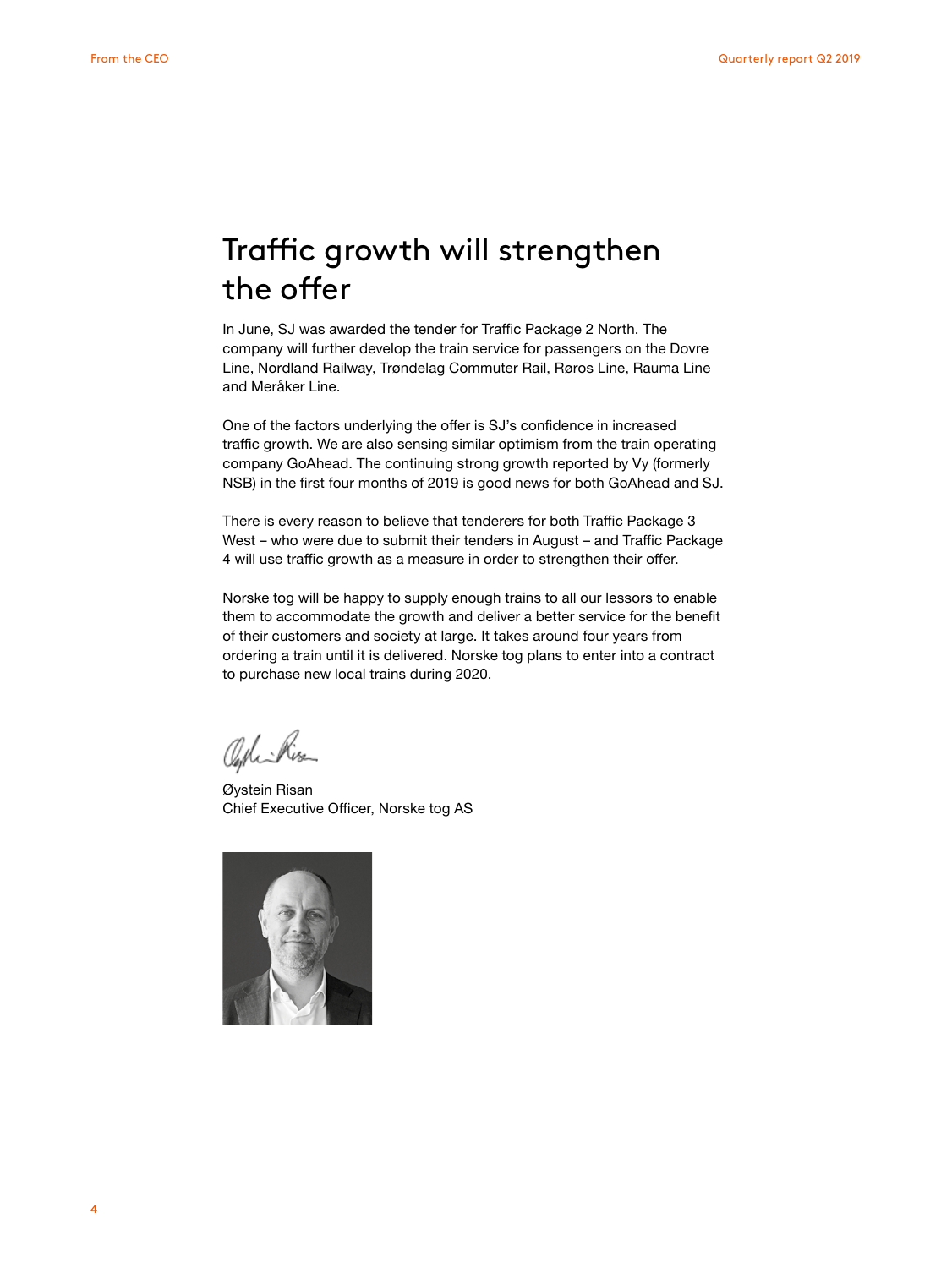# Traffic growth will strengthen the offer

In June, SJ was awarded the tender for Traffic Package 2 North. The company will further develop the train service for passengers on the Dovre Line, Nordland Railway, Trøndelag Commuter Rail, Røros Line, Rauma Line and Meråker Line.

One of the factors underlying the offer is SJ's confidence in increased traffic growth. We are also sensing similar optimism from the train operating company GoAhead. The continuing strong growth reported by Vy (formerly NSB) in the first four months of 2019 is good news for both GoAhead and SJ.

There is every reason to believe that tenderers for both Traffic Package 3 West – who were due to submit their tenders in August – and Traffic Package 4 will use traffic growth as a measure in order to strengthen their offer.

Norske tog will be happy to supply enough trains to all our lessors to enable them to accommodate the growth and deliver a better service for the benefit of their customers and society at large. It takes around four years from ordering a train until it is delivered. Norske tog plans to enter into a contract to purchase new local trains during 2020.

Øystein Risan
Chief Executive Officer, Norske tog AS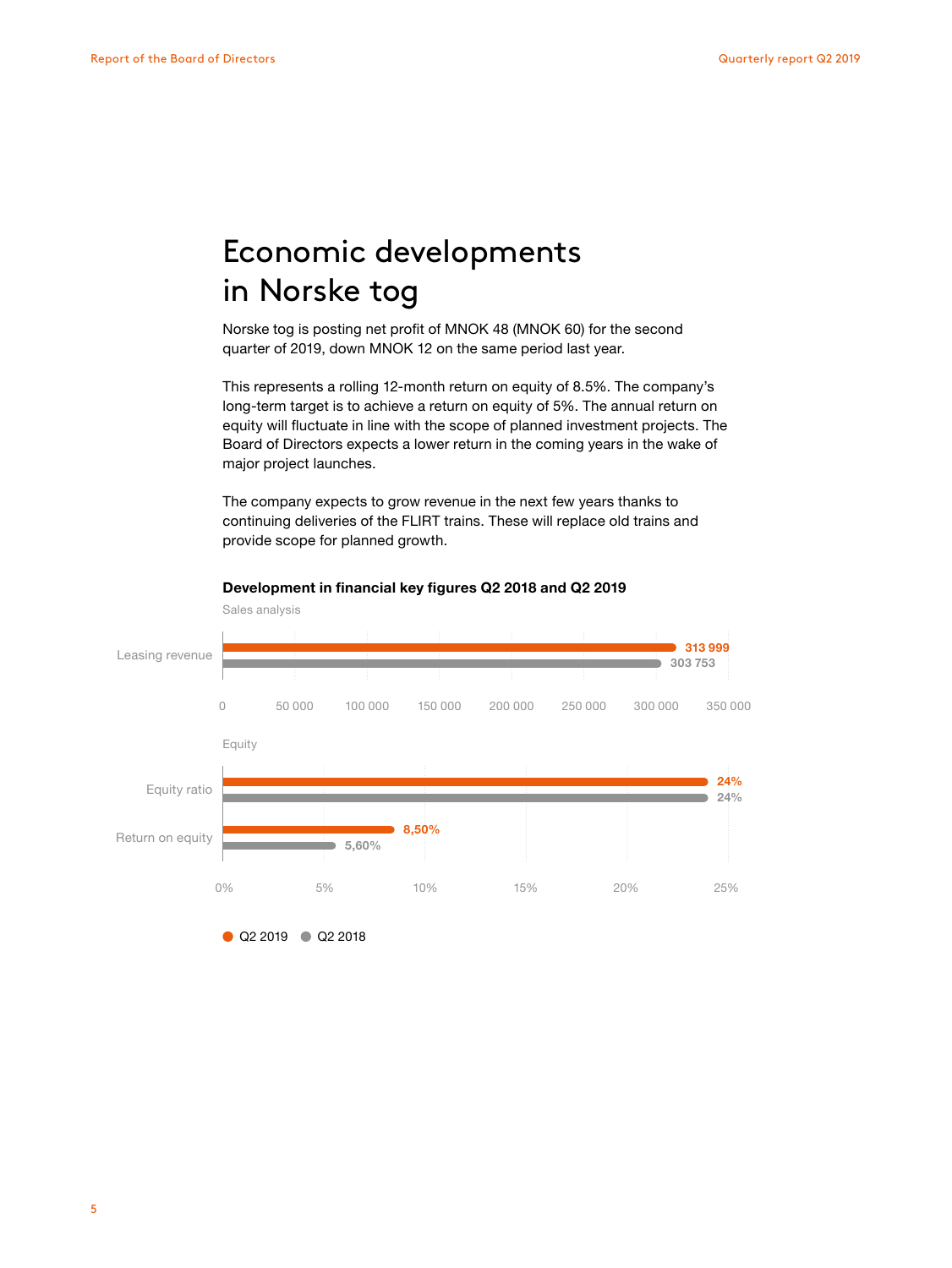# Economic developments in Norske tog

Norske tog is posting net profit of MNOK 48 (MNOK 60) for the second quarter of 2019, down MNOK 12 on the same period last year.

This represents a rolling 12-month return on equity of 8.5%. The company's long-term target is to achieve a return on equity of 5%. The annual return on equity will fluctuate in line with the scope of planned investment projects. The Board of Directors expects a lower return in the coming years in the wake of major project launches.

The company expects to grow revenue in the next few years thanks to continuing deliveries of the FLIRT trains. These will replace old trains and provide scope for planned growth.

**Development in financial key figures Q2 2018 and Q2 2019**

Sales analysis

| | Q2 2019 | Q2 2018 |
|---|---|---|
| Leasing revenue | 313 999 | 303 753 |

Equity

| | Q2 2019 | Q2 2018 |
|---|---|---|
| Equity ratio | 24% | 24% |
| Return on equity | 8,50% | 5,60% |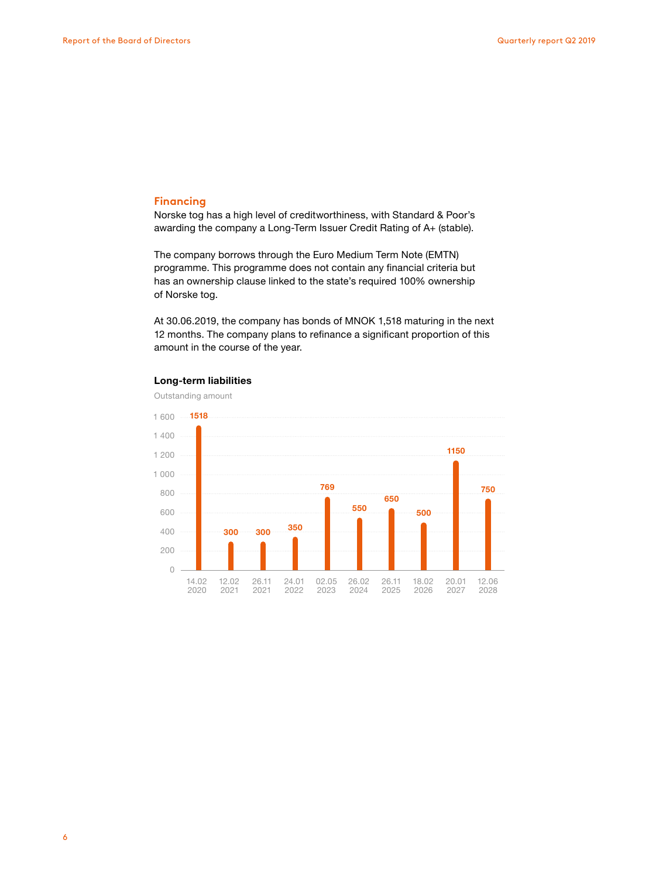## Financing

Norske tog has a high level of creditworthiness, with Standard & Poor's awarding the company a Long-Term Issuer Credit Rating of A+ (stable).

The company borrows through the Euro Medium Term Note (EMTN) programme. This programme does not contain any financial criteria but has an ownership clause linked to the state's required 100% ownership of Norske tog.

At 30.06.2019, the company has bonds of MNOK 1,518 maturing in the next 12 months. The company plans to refinance a significant proportion of this amount in the course of the year.

### Long-term liabilities

Outstanding amount

| Maturity date | Outstanding amount |
|---|---|
| 14.02 2020 | 1518 |
| 12.02 2021 | 300 |
| 26.11 2021 | 300 |
| 24.01 2022 | 350 |
| 02.05 2023 | 769 |
| 26.02 2024 | 550 |
| 26.11 2025 | 650 |
| 18.02 2026 | 500 |
| 20.01 2027 | 1150 |
| 12.06 2028 | 750 |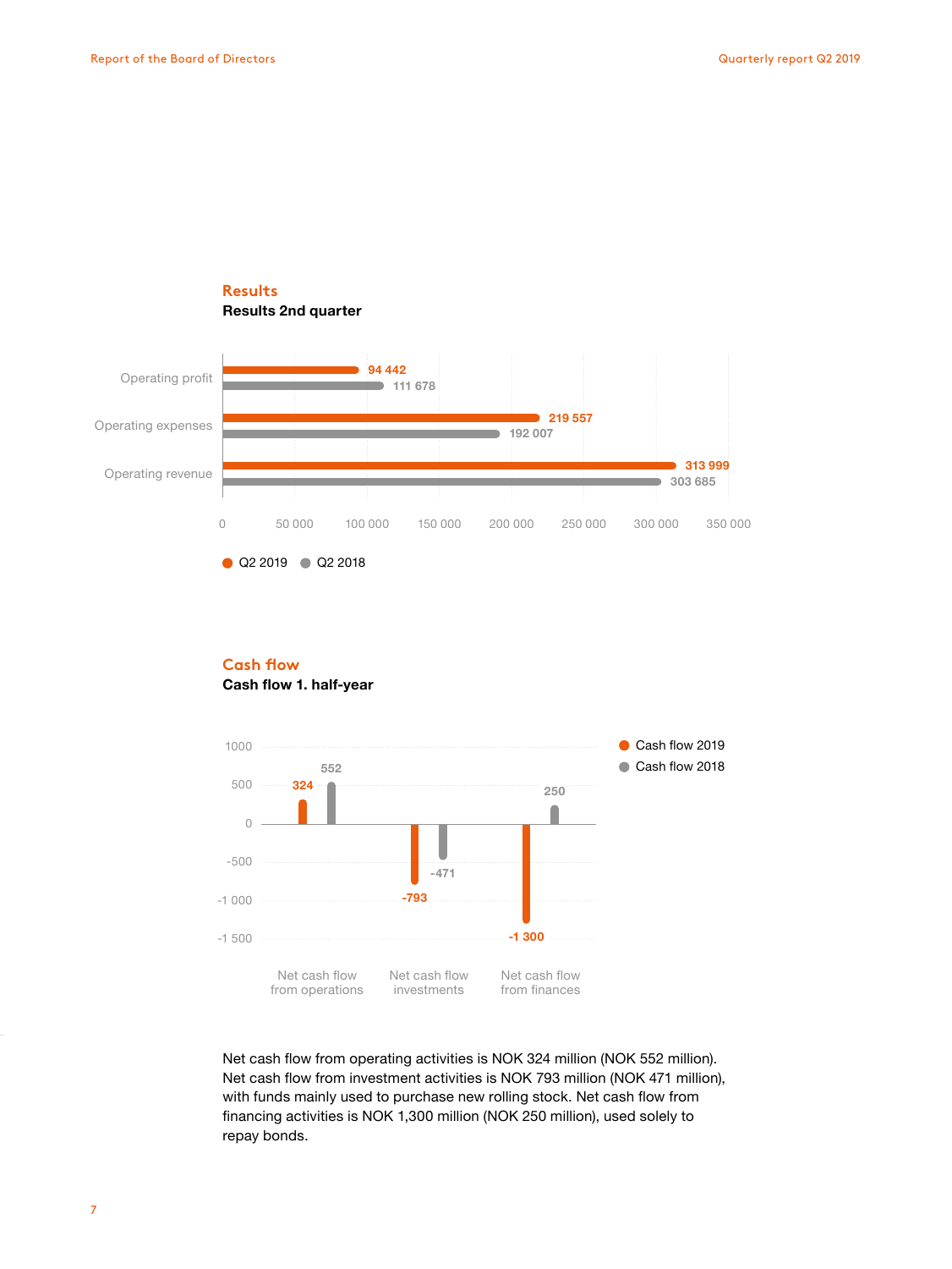## Results

**Results 2nd quarter**

| | Q2 2019 | Q2 2018 |
|---|---|---|
| Operating profit | 94 442 | 111 678 |
| Operating expenses | 219 557 | 192 007 |
| Operating revenue | 313 999 | 303 685 |

## Cash flow

**Cash flow 1. half-year**

| | Cash flow 2019 | Cash flow 2018 |
|---|---|---|
| Net cash flow from operations | 324 | 552 |
| Net cash flow investments | -793 | -471 |
| Net cash flow from finances | -1 300 | 250 |

Net cash flow from operating activities is NOK 324 million (NOK 552 million). Net cash flow from investment activities is NOK 793 million (NOK 471 million), with funds mainly used to purchase new rolling stock. Net cash flow from financing activities is NOK 1,300 million (NOK 250 million), used solely to repay bonds.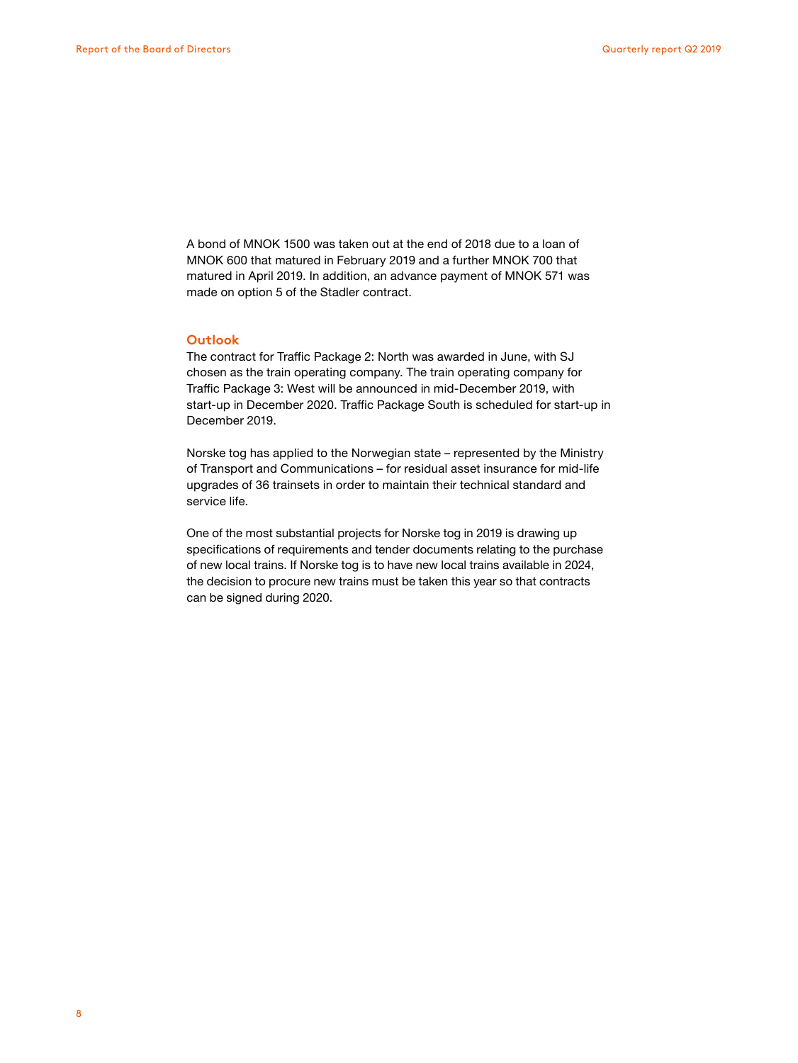A bond of MNOK 1500 was taken out at the end of 2018 due to a loan of MNOK 600 that matured in February 2019 and a further MNOK 700 that matured in April 2019. In addition, an advance payment of MNOK 571 was made on option 5 of the Stadler contract.

## Outlook

The contract for Traffic Package 2: North was awarded in June, with SJ chosen as the train operating company. The train operating company for Traffic Package 3: West will be announced in mid-December 2019, with start-up in December 2020. Traffic Package South is scheduled for start-up in December 2019.

Norske tog has applied to the Norwegian state – represented by the Ministry of Transport and Communications – for residual asset insurance for mid-life upgrades of 36 trainsets in order to maintain their technical standard and service life.

One of the most substantial projects for Norske tog in 2019 is drawing up specifications of requirements and tender documents relating to the purchase of new local trains. If Norske tog is to have new local trains available in 2024, the decision to procure new trains must be taken this year so that contracts can be signed during 2020.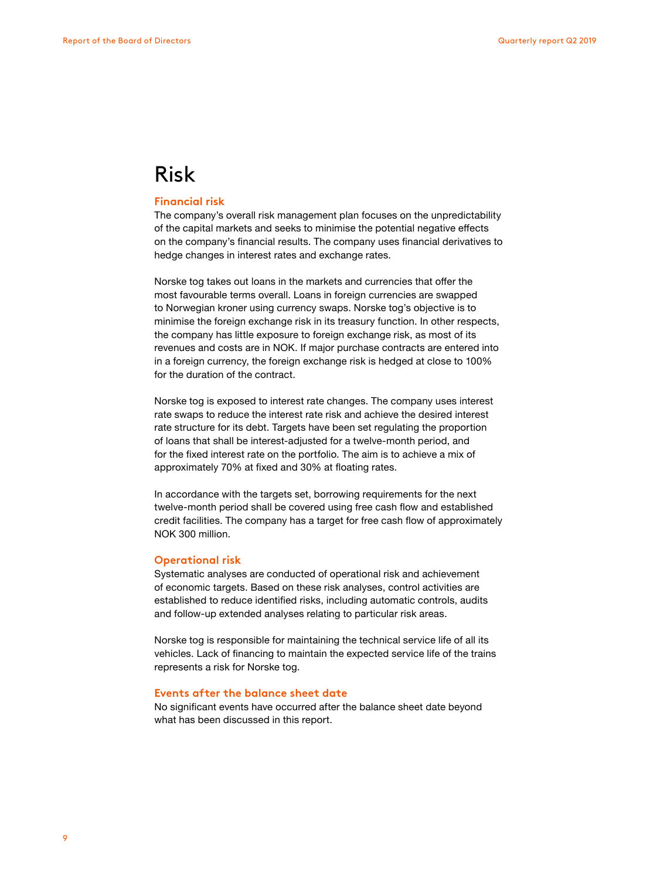# Risk

## Financial risk

The company's overall risk management plan focuses on the unpredictability of the capital markets and seeks to minimise the potential negative effects on the company's financial results. The company uses financial derivatives to hedge changes in interest rates and exchange rates.

Norske tog takes out loans in the markets and currencies that offer the most favourable terms overall. Loans in foreign currencies are swapped to Norwegian kroner using currency swaps. Norske tog's objective is to minimise the foreign exchange risk in its treasury function. In other respects, the company has little exposure to foreign exchange risk, as most of its revenues and costs are in NOK. If major purchase contracts are entered into in a foreign currency, the foreign exchange risk is hedged at close to 100% for the duration of the contract.

Norske tog is exposed to interest rate changes. The company uses interest rate swaps to reduce the interest rate risk and achieve the desired interest rate structure for its debt. Targets have been set regulating the proportion of loans that shall be interest-adjusted for a twelve-month period, and for the fixed interest rate on the portfolio. The aim is to achieve a mix of approximately 70% at fixed and 30% at floating rates.

In accordance with the targets set, borrowing requirements for the next twelve-month period shall be covered using free cash flow and established credit facilities. The company has a target for free cash flow of approximately NOK 300 million.

## Operational risk

Systematic analyses are conducted of operational risk and achievement of economic targets. Based on these risk analyses, control activities are established to reduce identified risks, including automatic controls, audits and follow-up extended analyses relating to particular risk areas.

Norske tog is responsible for maintaining the technical service life of all its vehicles. Lack of financing to maintain the expected service life of the trains represents a risk for Norske tog.

## Events after the balance sheet date

No significant events have occurred after the balance sheet date beyond what has been discussed in this report.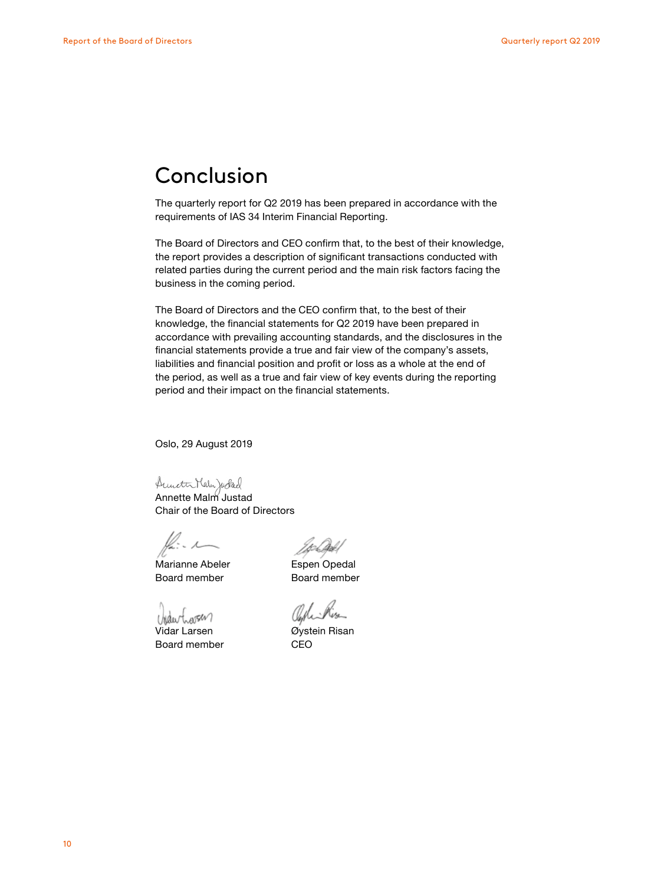# Conclusion

The quarterly report for Q2 2019 has been prepared in accordance with the requirements of IAS 34 Interim Financial Reporting.

The Board of Directors and CEO confirm that, to the best of their knowledge, the report provides a description of significant transactions conducted with related parties during the current period and the main risk factors facing the business in the coming period.

The Board of Directors and the CEO confirm that, to the best of their knowledge, the financial statements for Q2 2019 have been prepared in accordance with prevailing accounting standards, and the disclosures in the financial statements provide a true and fair view of the company's assets, liabilities and financial position and profit or loss as a whole at the end of the period, as well as a true and fair view of key events during the reporting period and their impact on the financial statements.

Oslo, 29 August 2019

Annette Malm Justad
Chair of the Board of Directors

Marianne Abeler
Board member

Espen Opedal
Board member

Vidar Larsen
Board member

Øystein Risan
CEO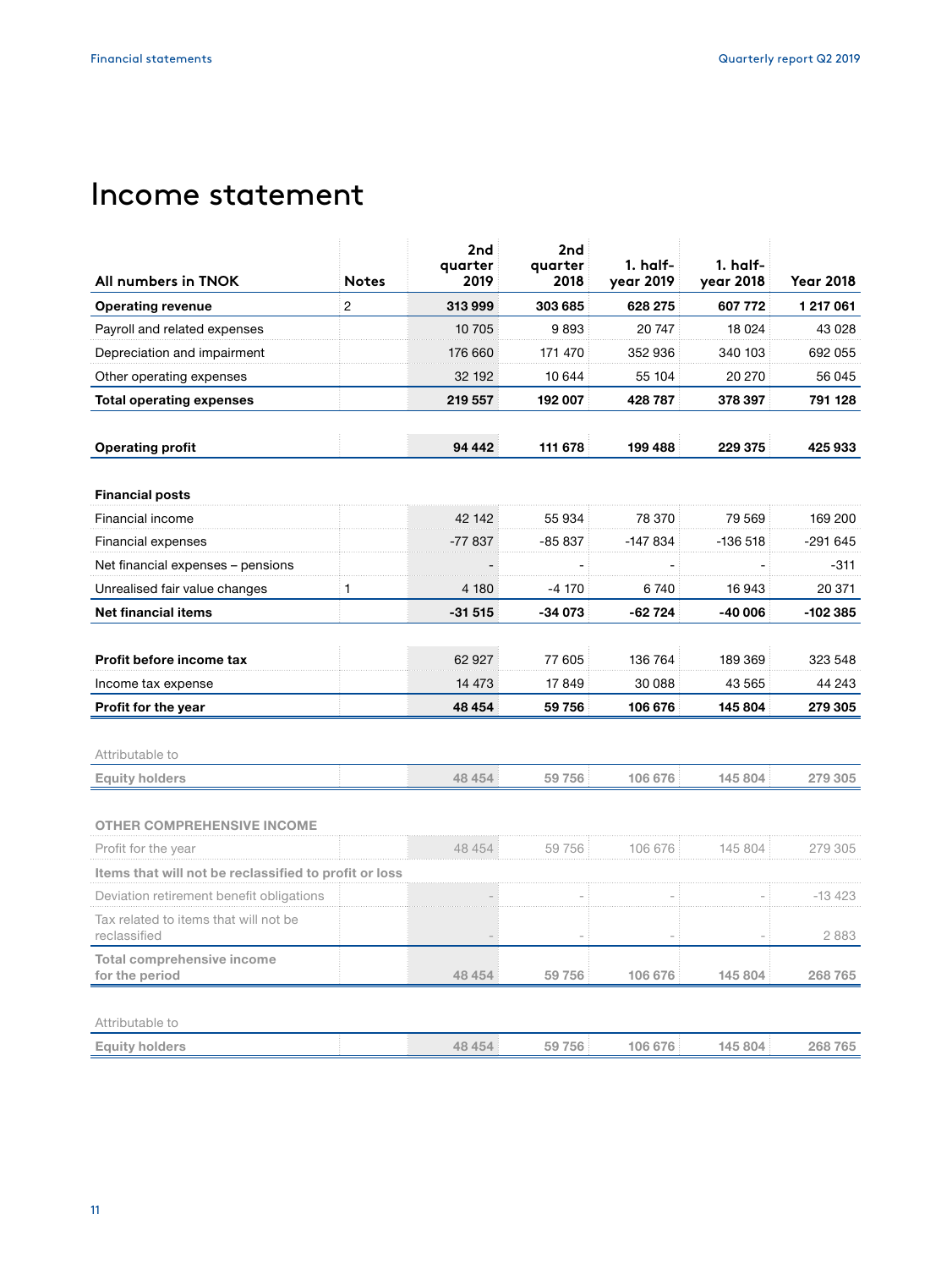# Income statement

| All numbers in TNOK | Notes | 2nd quarter 2019 | 2nd quarter 2018 | 1. half-year 2019 | 1. half-year 2018 | Year 2018 |
|---|---|---|---|---|---|---|
| **Operating revenue** | 2 | **313 999** | **303 685** | **628 275** | **607 772** | **1 217 061** |
| Payroll and related expenses | | 10 705 | 9 893 | 20 747 | 18 024 | 43 028 |
| Depreciation and impairment | | 176 660 | 171 470 | 352 936 | 340 103 | 692 055 |
| Other operating expenses | | 32 192 | 10 644 | 55 104 | 20 270 | 56 045 |
| **Total operating expenses** | | **219 557** | **192 007** | **428 787** | **378 397** | **791 128** |
| | | | | | | |
| **Operating profit** | | **94 442** | **111 678** | **199 488** | **229 375** | **425 933** |
| | | | | | | |
| **Financial posts** | | | | | | |
| Financial income | | 42 142 | 55 934 | 78 370 | 79 569 | 169 200 |
| Financial expenses | | -77 837 | -85 837 | -147 834 | -136 518 | -291 645 |
| Net financial expenses – pensions | | - | - | - | - | -311 |
| Unrealised fair value changes | 1 | 4 180 | -4 170 | 6 740 | 16 943 | 20 371 |
| **Net financial items** | | **-31 515** | **-34 073** | **-62 724** | **-40 006** | **-102 385** |
| | | | | | | |
| **Profit before income tax** | | 62 927 | 77 605 | 136 764 | 189 369 | 323 548 |
| Income tax expense | | 14 473 | 17 849 | 30 088 | 43 565 | 44 243 |
| **Profit for the year** | | **48 454** | **59 756** | **106 676** | **145 804** | **279 305** |
| | | | | | | |
| Attributable to | | | | | | |
| **Equity holders** | | **48 454** | **59 756** | **106 676** | **145 804** | **279 305** |
| | | | | | | |
| **OTHER COMPREHENSIVE INCOME** | | | | | | |
| Profit for the year | | 48 454 | 59 756 | 106 676 | 145 804 | 279 305 |
| **Items that will not be reclassified to profit or loss** | | | | | | |
| Deviation retirement benefit obligations | | - | - | - | - | -13 423 |
| Tax related to items that will not be reclassified | | - | - | - | - | 2 883 |
| **Total comprehensive income for the period** | | **48 454** | **59 756** | **106 676** | **145 804** | **268 765** |
| | | | | | | |
| Attributable to | | | | | | |
| **Equity holders** | | **48 454** | **59 756** | **106 676** | **145 804** | **268 765** |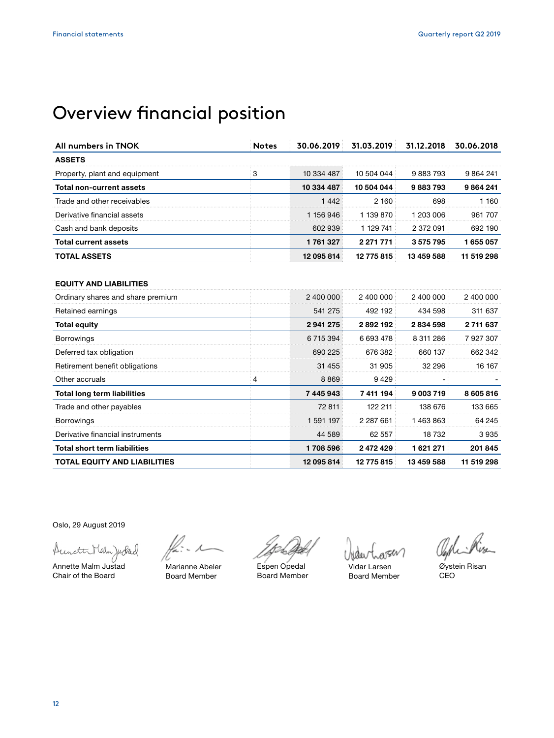# Overview financial position

| All numbers in TNOK | Notes | 30.06.2019 | 31.03.2019 | 31.12.2018 | 30.06.2018 |
|---|---|---|---|---|---|
| **ASSETS** | | | | | |
| Property, plant and equipment | 3 | 10 334 487 | 10 504 044 | 9 883 793 | 9 864 241 |
| **Total non-current assets** | | **10 334 487** | **10 504 044** | **9 883 793** | **9 864 241** |
| Trade and other receivables | | 1 442 | 2 160 | 698 | 1 160 |
| Derivative financial assets | | 1 156 946 | 1 139 870 | 1 203 006 | 961 707 |
| Cash and bank deposits | | 602 939 | 1 129 741 | 2 372 091 | 692 190 |
| **Total current assets** | | **1 761 327** | **2 271 771** | **3 575 795** | **1 655 057** |
| **TOTAL ASSETS** | | **12 095 814** | **12 775 815** | **13 459 588** | **11 519 298** |
| | | | | | |
| **EQUITY AND LIABILITIES** | | | | | |
| Ordinary shares and share premium | | 2 400 000 | 2 400 000 | 2 400 000 | 2 400 000 |
| Retained earnings | | 541 275 | 492 192 | 434 598 | 311 637 |
| **Total equity** | | **2 941 275** | **2 892 192** | **2 834 598** | **2 711 637** |
| Borrowings | | 6 715 394 | 6 693 478 | 8 311 286 | 7 927 307 |
| Deferred tax obligation | | 690 225 | 676 382 | 660 137 | 662 342 |
| Retirement benefit obligations | | 31 455 | 31 905 | 32 296 | 16 167 |
| Other accruals | 4 | 8 869 | 9 429 | - | - |
| **Total long term liabilities** | | **7 445 943** | **7 411 194** | **9 003 719** | **8 605 816** |
| Trade and other payables | | 72 811 | 122 211 | 138 676 | 133 665 |
| Borrowings | | 1 591 197 | 2 287 661 | 1 463 863 | 64 245 |
| Derivative financial instruments | | 44 589 | 62 557 | 18 732 | 3 935 |
| **Total short term liabilities** | | **1 708 596** | **2 472 429** | **1 621 271** | **201 845** |
| **TOTAL EQUITY AND LIABILITIES** | | **12 095 814** | **12 775 815** | **13 459 588** | **11 519 298** |

Oslo, 29 August 2019

Annette Malm Justad
Chair of the Board

Marianne Abeler
Board Member

Espen Opedal
Board Member

Vidar Larsen
Board Member

Øystein Risan
CEO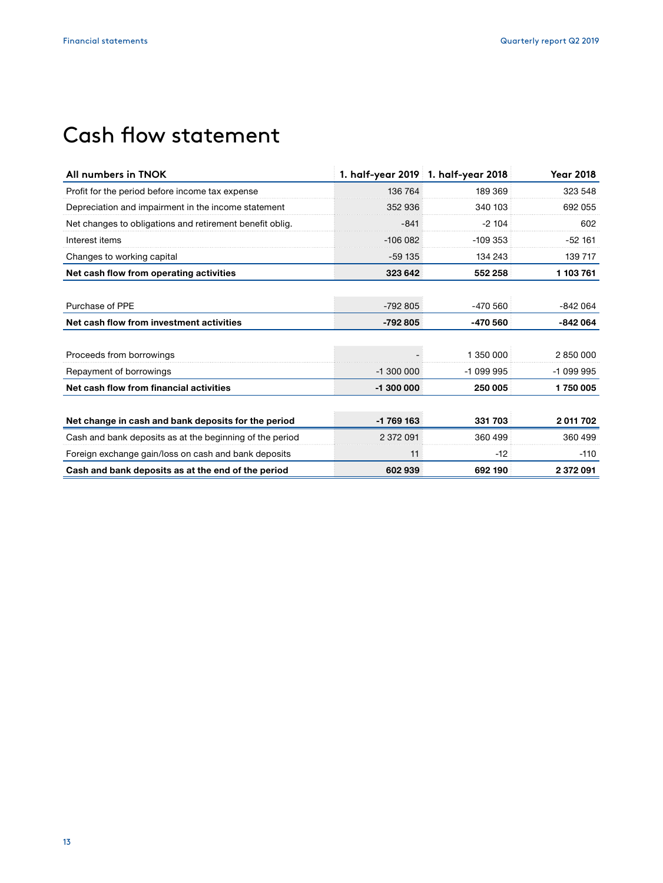# Cash flow statement

| All numbers in TNOK | 1. half-year 2019 | 1. half-year 2018 | Year 2018 |
|---|---|---|---|
| Profit for the period before income tax expense | 136 764 | 189 369 | 323 548 |
| Depreciation and impairment in the income statement | 352 936 | 340 103 | 692 055 |
| Net changes to obligations and retirement benefit oblig. | -841 | -2 104 | 602 |
| Interest items | -106 082 | -109 353 | -52 161 |
| Changes to working capital | -59 135 | 134 243 | 139 717 |
| **Net cash flow from operating activities** | **323 642** | **552 258** | **1 103 761** |
| | | | |
| Purchase of PPE | -792 805 | -470 560 | -842 064 |
| **Net cash flow from investment activities** | **-792 805** | **-470 560** | **-842 064** |
| | | | |
| Proceeds from borrowings | - | 1 350 000 | 2 850 000 |
| Repayment of borrowings | -1 300 000 | -1 099 995 | -1 099 995 |
| **Net cash flow from financial activities** | **-1 300 000** | **250 005** | **1 750 005** |
| | | | |
| **Net change in cash and bank deposits for the period** | **-1 769 163** | **331 703** | **2 011 702** |
| Cash and bank deposits as at the beginning of the period | 2 372 091 | 360 499 | 360 499 |
| Foreign exchange gain/loss on cash and bank deposits | 11 | -12 | -110 |
| **Cash and bank deposits as at the end of the period** | **602 939** | **692 190** | **2 372 091** |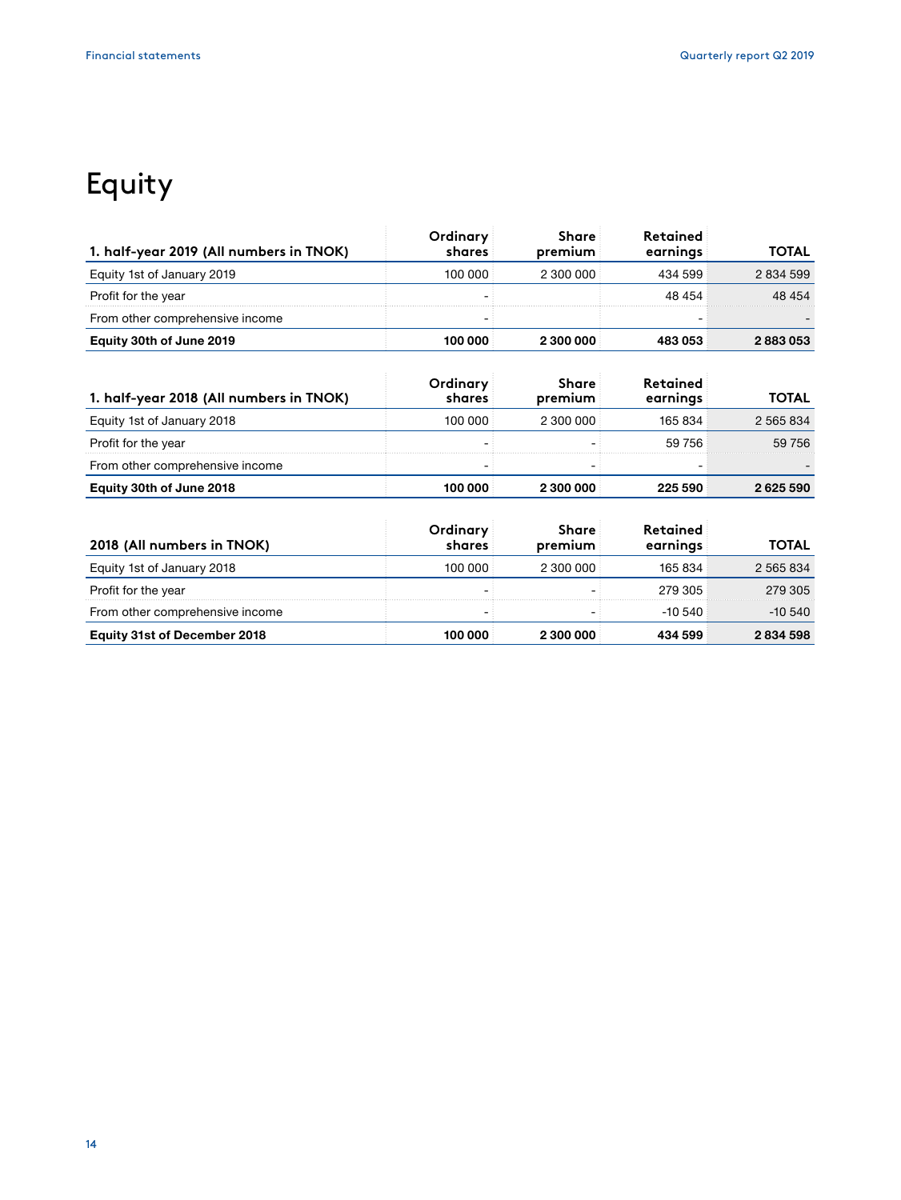# Equity

| 1. half-year 2019 (All numbers in TNOK) | Ordinary shares | Share premium | Retained earnings | TOTAL |
|---|---|---|---|---|
| Equity 1st of January 2019 | 100 000 | 2 300 000 | 434 599 | 2 834 599 |
| Profit for the year | - | | 48 454 | 48 454 |
| From other comprehensive income | - | | - | - |
| **Equity 30th of June 2019** | **100 000** | **2 300 000** | **483 053** | **2 883 053** |

| 1. half-year 2018 (All numbers in TNOK) | Ordinary shares | Share premium | Retained earnings | TOTAL |
|---|---|---|---|---|
| Equity 1st of January 2018 | 100 000 | 2 300 000 | 165 834 | 2 565 834 |
| Profit for the year | - | - | 59 756 | 59 756 |
| From other comprehensive income | - | - | - | - |
| **Equity 30th of June 2018** | **100 000** | **2 300 000** | **225 590** | **2 625 590** |

| 2018 (All numbers in TNOK) | Ordinary shares | Share premium | Retained earnings | TOTAL |
|---|---|---|---|---|
| Equity 1st of January 2018 | 100 000 | 2 300 000 | 165 834 | 2 565 834 |
| Profit for the year | - | - | 279 305 | 279 305 |
| From other comprehensive income | - | - | -10 540 | -10 540 |
| **Equity 31st of December 2018** | **100 000** | **2 300 000** | **434 599** | **2 834 598** |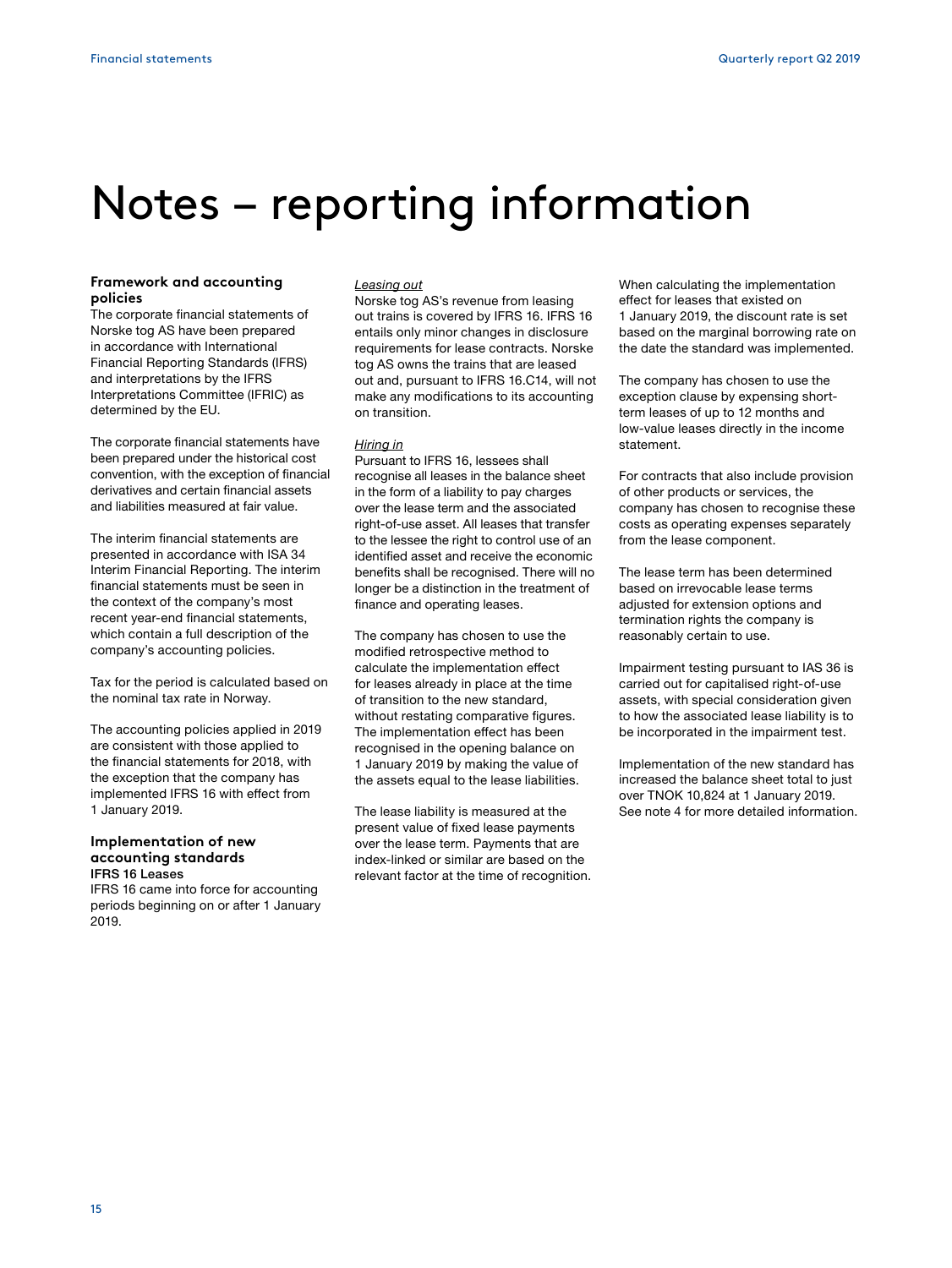# Notes – reporting information

## Framework and accounting policies

The corporate financial statements of Norske tog AS have been prepared in accordance with International Financial Reporting Standards (IFRS) and interpretations by the IFRS Interpretations Committee (IFRIC) as determined by the EU.

The corporate financial statements have been prepared under the historical cost convention, with the exception of financial derivatives and certain financial assets and liabilities measured at fair value.

The interim financial statements are presented in accordance with ISA 34 Interim Financial Reporting. The interim financial statements must be seen in the context of the company's most recent year-end financial statements, which contain a full description of the company's accounting policies.

Tax for the period is calculated based on the nominal tax rate in Norway.

The accounting policies applied in 2019 are consistent with those applied to the financial statements for 2018, with the exception that the company has implemented IFRS 16 with effect from 1 January 2019.

## Implementation of new accounting standards

**IFRS 16 Leases**

IFRS 16 came into force for accounting periods beginning on or after 1 January 2019.

*Leasing out*

Norske tog AS's revenue from leasing out trains is covered by IFRS 16. IFRS 16 entails only minor changes in disclosure requirements for lease contracts. Norske tog AS owns the trains that are leased out and, pursuant to IFRS 16.C14, will not make any modifications to its accounting on transition.

*Hiring in*

Pursuant to IFRS 16, lessees shall recognise all leases in the balance sheet in the form of a liability to pay charges over the lease term and the associated right-of-use asset. All leases that transfer to the lessee the right to control use of an identified asset and receive the economic benefits shall be recognised. There will no longer be a distinction in the treatment of finance and operating leases.

The company has chosen to use the modified retrospective method to calculate the implementation effect for leases already in place at the time of transition to the new standard, without restating comparative figures. The implementation effect has been recognised in the opening balance on 1 January 2019 by making the value of the assets equal to the lease liabilities.

The lease liability is measured at the present value of fixed lease payments over the lease term. Payments that are index-linked or similar are based on the relevant factor at the time of recognition.

When calculating the implementation effect for leases that existed on 1 January 2019, the discount rate is set based on the marginal borrowing rate on the date the standard was implemented.

The company has chosen to use the exception clause by expensing short-term leases of up to 12 months and low-value leases directly in the income statement.

For contracts that also include provision of other products or services, the company has chosen to recognise these costs as operating expenses separately from the lease component.

The lease term has been determined based on irrevocable lease terms adjusted for extension options and termination rights the company is reasonably certain to use.

Impairment testing pursuant to IAS 36 is carried out for capitalised right-of-use assets, with special consideration given to how the associated lease liability is to be incorporated in the impairment test.

Implementation of the new standard has increased the balance sheet total to just over TNOK 10,824 at 1 January 2019. See note 4 for more detailed information.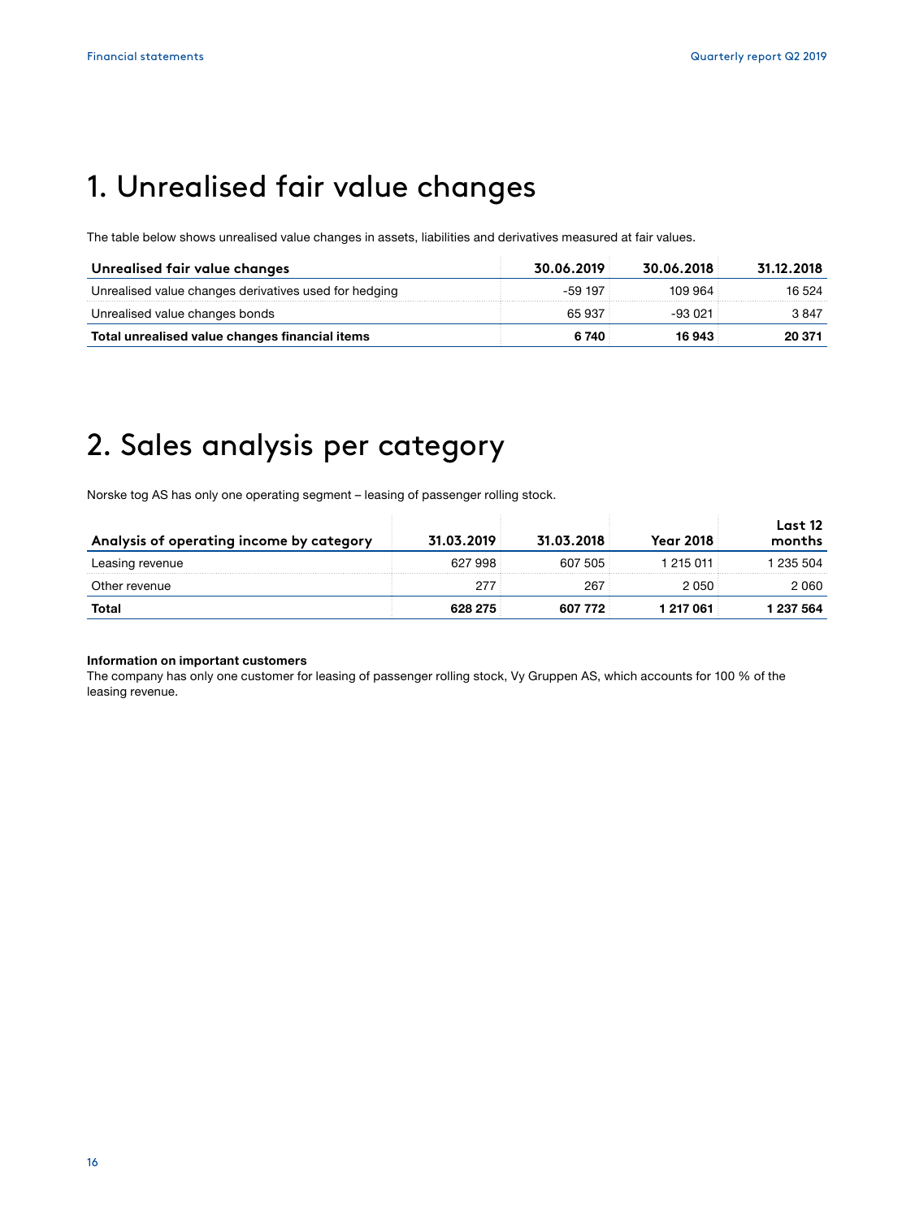# 1. Unrealised fair value changes

The table below shows unrealised value changes in assets, liabilities and derivatives measured at fair values.

| Unrealised fair value changes | 30.06.2019 | 30.06.2018 | 31.12.2018 |
|---|---|---|---|
| Unrealised value changes derivatives used for hedging | -59 197 | 109 964 | 16 524 |
| Unrealised value changes bonds | 65 937 | -93 021 | 3 847 |
| **Total unrealised value changes financial items** | **6 740** | **16 943** | **20 371** |

# 2. Sales analysis per category

Norske tog AS has only one operating segment – leasing of passenger rolling stock.

| Analysis of operating income by category | 31.03.2019 | 31.03.2018 | Year 2018 | Last 12 months |
|---|---|---|---|---|
| Leasing revenue | 627 998 | 607 505 | 1 215 011 | 1 235 504 |
| Other revenue | 277 | 267 | 2 050 | 2 060 |
| **Total** | **628 275** | **607 772** | **1 217 061** | **1 237 564** |

**Information on important customers**
The company has only one customer for leasing of passenger rolling stock, Vy Gruppen AS, which accounts for 100 % of the leasing revenue.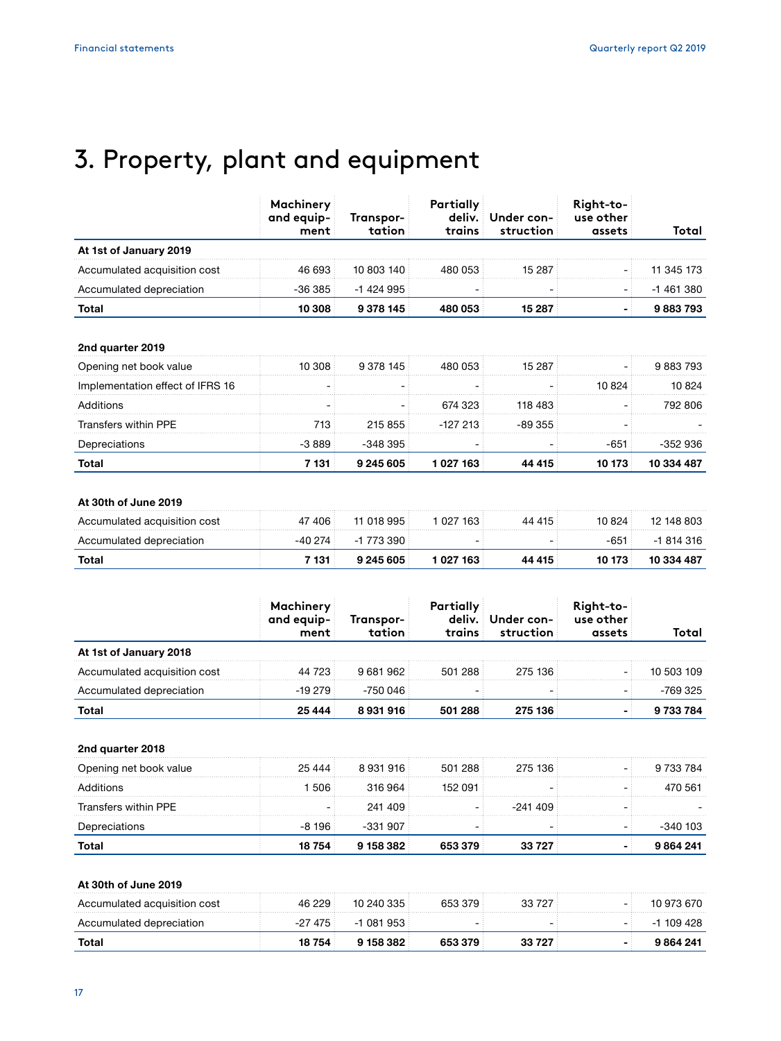# 3. Property, plant and equipment

| | Machinery and equip-ment | Transpor-tation | Partially deliv. trains | Under con-struction | Right-to-use other assets | Total |
|---|---|---|---|---|---|---|
| **At 1st of January 2019** | | | | | | |
| Accumulated acquisition cost | 46 693 | 10 803 140 | 480 053 | 15 287 | - | 11 345 173 |
| Accumulated depreciation | -36 385 | -1 424 995 | - | - | - | -1 461 380 |
| **Total** | **10 308** | **9 378 145** | **480 053** | **15 287** | **-** | **9 883 793** |
| | | | | | | |
| **2nd quarter 2019** | | | | | | |
| Opening net book value | 10 308 | 9 378 145 | 480 053 | 15 287 | - | 9 883 793 |
| Implementation effect of IFRS 16 | - | - | - | - | 10 824 | 10 824 |
| Additions | - | - | 674 323 | 118 483 | - | 792 806 |
| Transfers within PPE | 713 | 215 855 | -127 213 | -89 355 | - | - |
| Depreciations | -3 889 | -348 395 | - | - | -651 | -352 936 |
| **Total** | **7 131** | **9 245 605** | **1 027 163** | **44 415** | **10 173** | **10 334 487** |
| | | | | | | |
| **At 30th of June 2019** | | | | | | |
| Accumulated acquisition cost | 47 406 | 11 018 995 | 1 027 163 | 44 415 | 10 824 | 12 148 803 |
| Accumulated depreciation | -40 274 | -1 773 390 | - | - | -651 | -1 814 316 |
| **Total** | **7 131** | **9 245 605** | **1 027 163** | **44 415** | **10 173** | **10 334 487** |

| | Machinery and equip-ment | Transpor-tation | Partially deliv. trains | Under con-struction | Right-to-use other assets | Total |
|---|---|---|---|---|---|---|
| **At 1st of January 2018** | | | | | | |
| Accumulated acquisition cost | 44 723 | 9 681 962 | 501 288 | 275 136 | - | 10 503 109 |
| Accumulated depreciation | -19 279 | -750 046 | - | - | - | -769 325 |
| **Total** | **25 444** | **8 931 916** | **501 288** | **275 136** | **-** | **9 733 784** |
| | | | | | | |
| **2nd quarter 2018** | | | | | | |
| Opening net book value | 25 444 | 8 931 916 | 501 288 | 275 136 | - | 9 733 784 |
| Additions | 1 506 | 316 964 | 152 091 | - | - | 470 561 |
| Transfers within PPE | - | 241 409 | - | -241 409 | - | - |
| Depreciations | -8 196 | -331 907 | - | - | - | -340 103 |
| **Total** | **18 754** | **9 158 382** | **653 379** | **33 727** | **-** | **9 864 241** |
| | | | | | | |
| **At 30th of June 2019** | | | | | | |
| Accumulated acquisition cost | 46 229 | 10 240 335 | 653 379 | 33 727 | - | 10 973 670 |
| Accumulated depreciation | -27 475 | -1 081 953 | - | - | - | -1 109 428 |
| **Total** | **18 754** | **9 158 382** | **653 379** | **33 727** | **-** | **9 864 241** |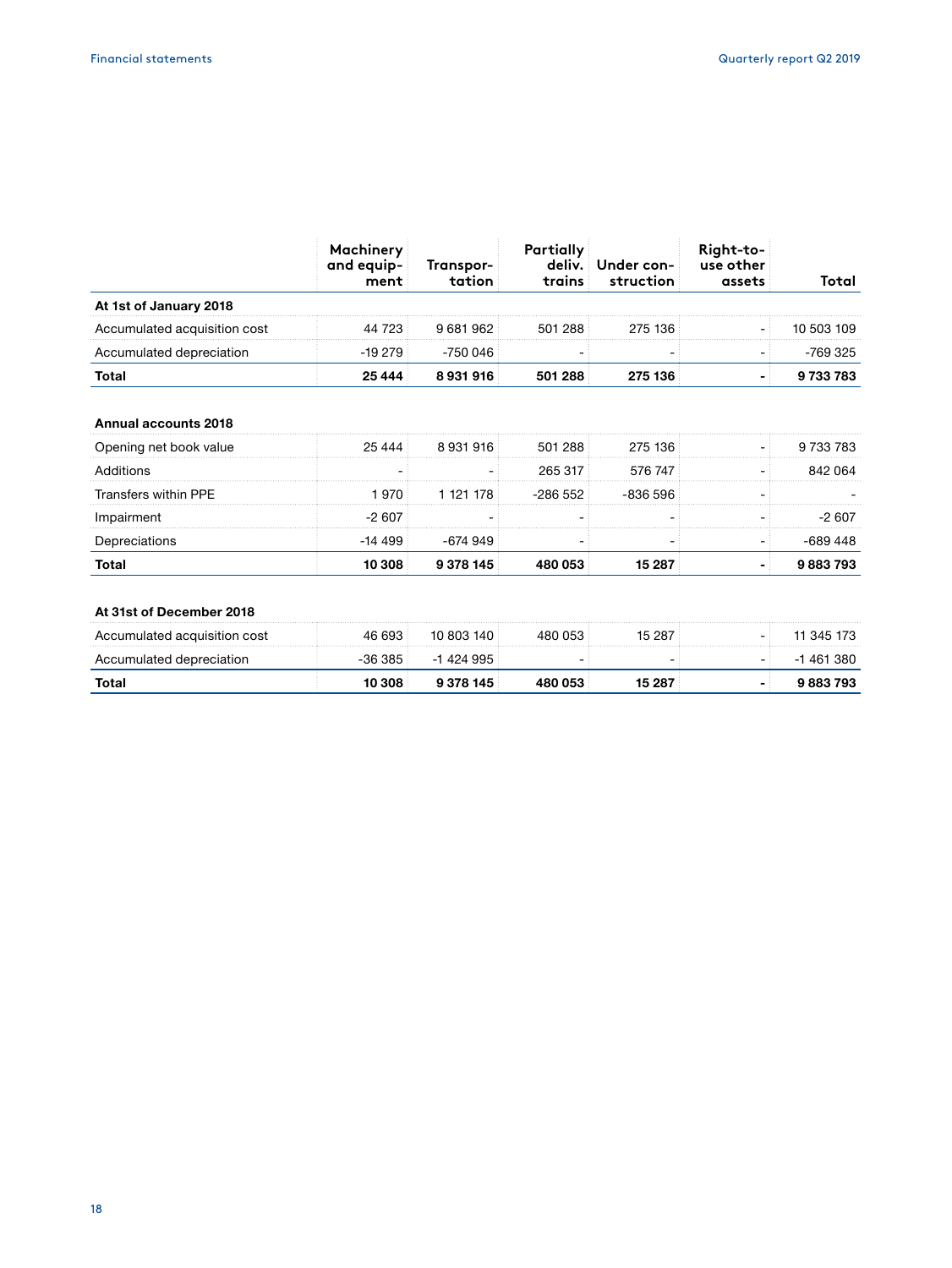| | Machinery and equipment | Transportation | Partially deliv. trains | Under construction | Right-to-use other assets | Total |
|---|---|---|---|---|---|---|
| **At 1st of January 2018** | | | | | | |
| Accumulated acquisition cost | 44 723 | 9 681 962 | 501 288 | 275 136 | - | 10 503 109 |
| Accumulated depreciation | -19 279 | -750 046 | - | - | - | -769 325 |
| **Total** | **25 444** | **8 931 916** | **501 288** | **275 136** | **-** | **9 733 783** |
| | | | | | | |
| **Annual accounts 2018** | | | | | | |
| Opening net book value | 25 444 | 8 931 916 | 501 288 | 275 136 | - | 9 733 783 |
| Additions | - | - | 265 317 | 576 747 | - | 842 064 |
| Transfers within PPE | 1 970 | 1 121 178 | -286 552 | -836 596 | - | - |
| Impairment | -2 607 | - | - | - | - | -2 607 |
| Depreciations | -14 499 | -674 949 | - | - | - | -689 448 |
| **Total** | **10 308** | **9 378 145** | **480 053** | **15 287** | **-** | **9 883 793** |
| | | | | | | |
| **At 31st of December 2018** | | | | | | |
| Accumulated acquisition cost | 46 693 | 10 803 140 | 480 053 | 15 287 | - | 11 345 173 |
| Accumulated depreciation | -36 385 | -1 424 995 | - | - | - | -1 461 380 |
| **Total** | **10 308** | **9 378 145** | **480 053** | **15 287** | **-** | **9 883 793** |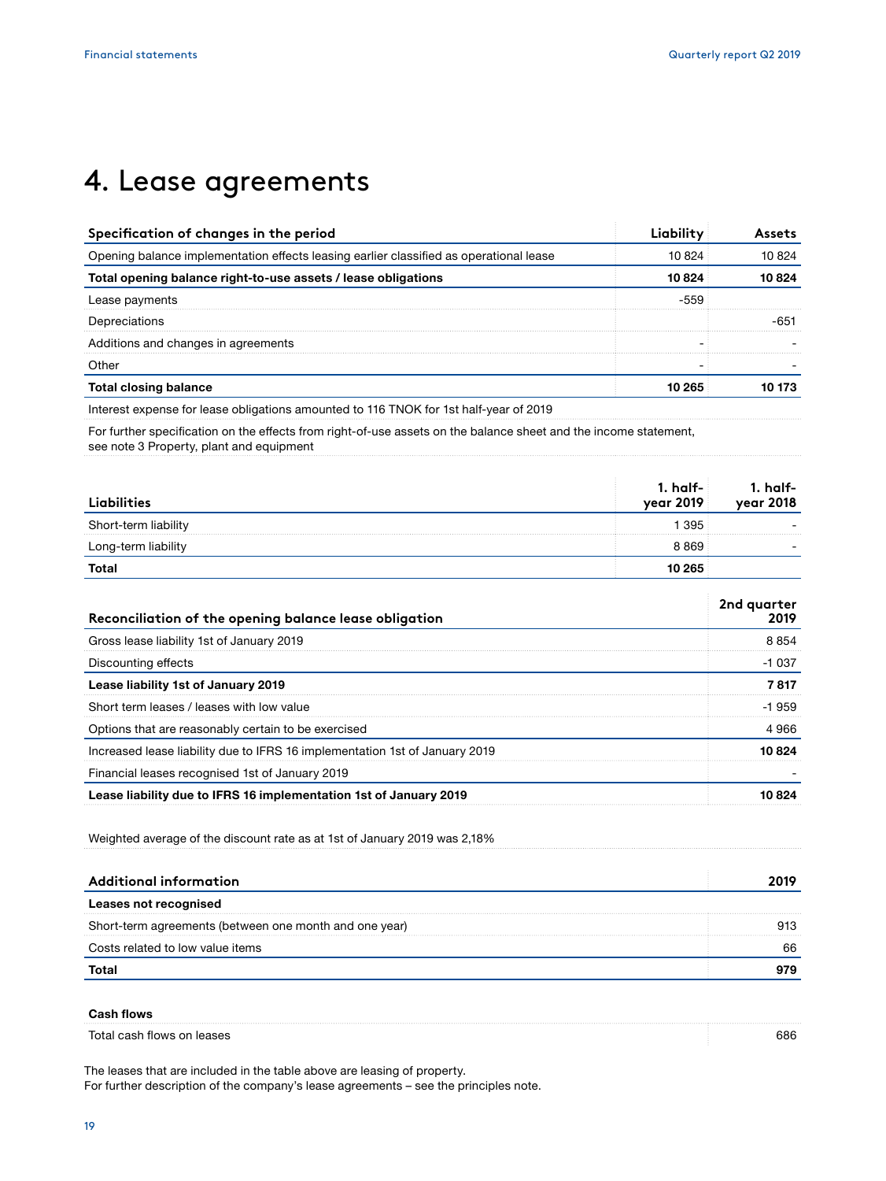# 4. Lease agreements

| Specification of changes in the period | Liability | Assets |
|---|---|---|
| Opening balance implementation effects leasing earlier classified as operational lease | 10 824 | 10 824 |
| **Total opening balance right-to-use assets / lease obligations** | **10 824** | **10 824** |
| Lease payments | -559 | |
| Depreciations | | -651 |
| Additions and changes in agreements | - | - |
| Other | - | - |
| **Total closing balance** | **10 265** | **10 173** |
| Interest expense for lease obligations amounted to 116 TNOK for 1st half-year of 2019 | | |
| For further specification on the effects from right-of-use assets on the balance sheet and the income statement, see note 3 Property, plant and equipment | | |

| Liabilities | 1. half-year 2019 | 1. half-year 2018 |
|---|---|---|
| Short-term liability | 1 395 | - |
| Long-term liability | 8 869 | - |
| **Total** | **10 265** | |

| Reconciliation of the opening balance lease obligation | 2nd quarter 2019 |
|---|---|
| Gross lease liability 1st of January 2019 | 8 854 |
| Discounting effects | -1 037 |
| **Lease liability 1st of January 2019** | **7 817** |
| Short term leases / leases with low value | -1 959 |
| Options that are reasonably certain to be exercised | 4 966 |
| Increased lease liability due to IFRS 16 implementation 1st of January 2019 | **10 824** |
| Financial leases recognised 1st of January 2019 | - |
| **Lease liability due to IFRS 16 implementation 1st of January 2019** | **10 824** |

Weighted average of the discount rate as at 1st of January 2019 was 2,18%

| Additional information | 2019 |
|---|---|
| **Leases not recognised** | |
| Short-term agreements (between one month and one year) | 913 |
| Costs related to low value items | 66 |
| **Total** | **979** |

| **Cash flows** | |
|---|---|
| Total cash flows on leases | 686 |

The leases that are included in the table above are leasing of property.
For further description of the company's lease agreements – see the principles note.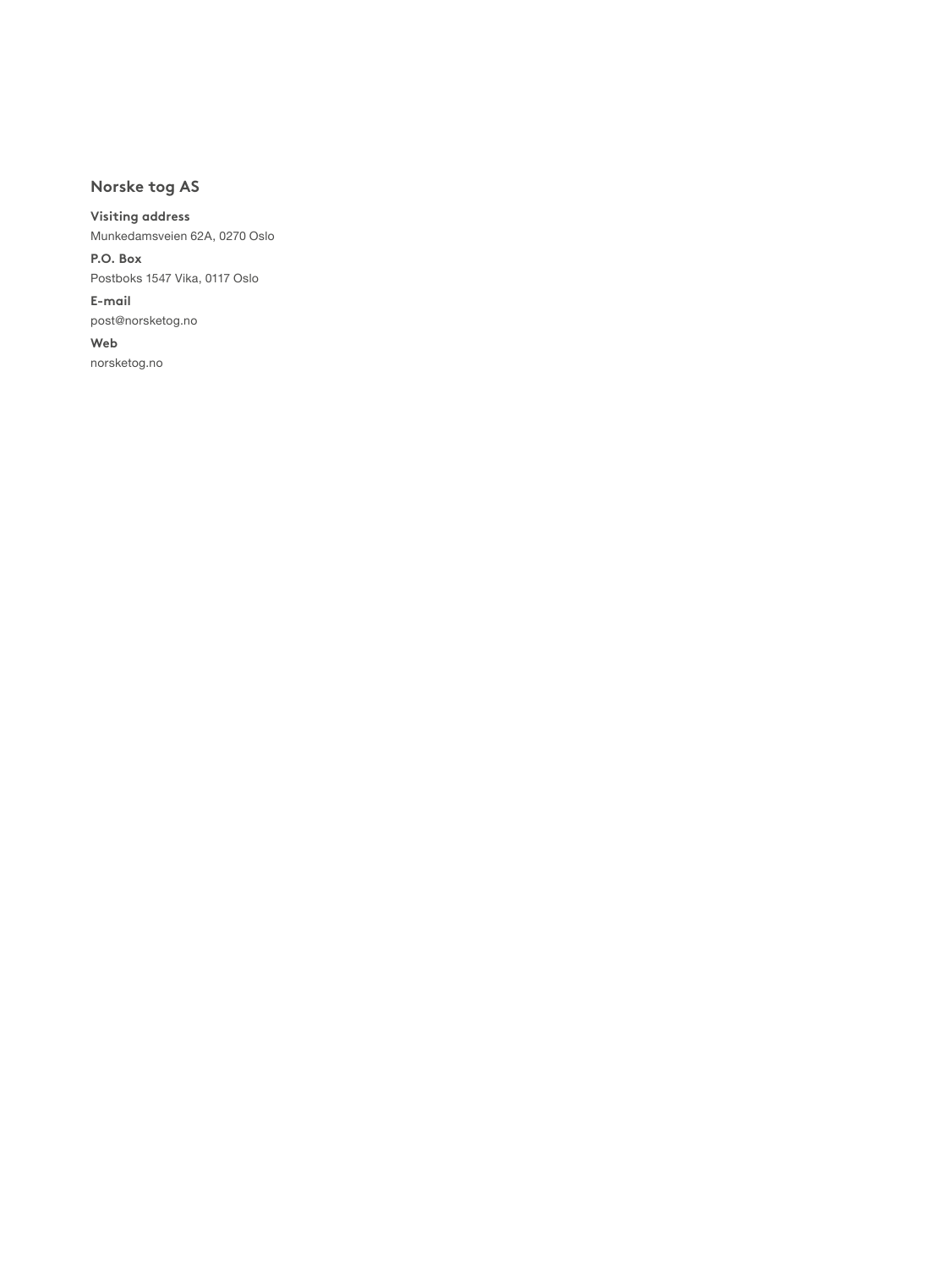## Norske tog AS

**Visiting address**
Munkedamsveien 62A, 0270 Oslo

**P.O. Box**
Postboks 1547 Vika, 0117 Oslo

**E-mail**
post@norsketog.no

**Web**
norsketog.no